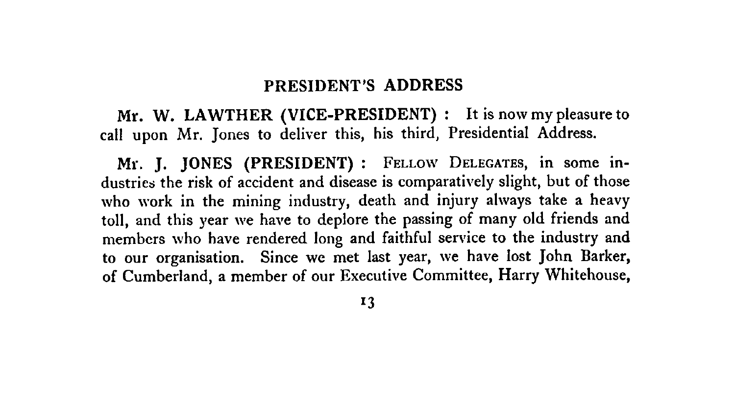## PRESIDENT'S ADDRESS

**Mr. W. LAWTHER (VICE-PRESIDENT) :** It is now my pleasure to call upon Mr. Jones to deliver this, his third, Presidential Address.

**Mr. J. JONES (PRESIDENT) :** FELLOW DELEGATES, in some industries the risk of accident and disease is comparatively slight, but of those who work in the mining industry, death and injury always take a heavy toll, and this year we have to deplore the passing of many old friends and members who have rendered long and faithful service to the industry and to our organisation. Since we met last year, we have lost John Barker, of Cumberland, a member of our Executive Committee, Harry Whitehouse,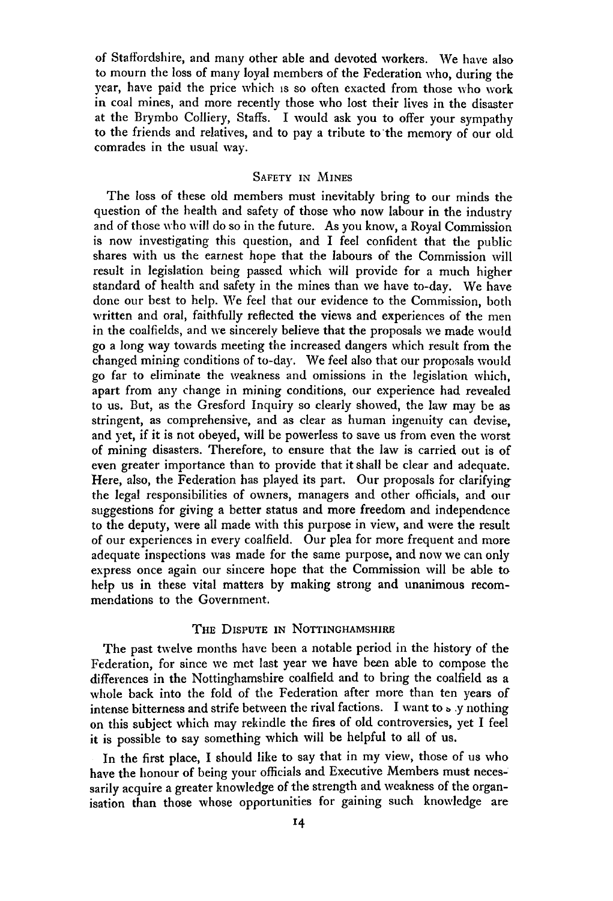of Staffordshire, and many other able and devoted workers. We have also to mourn the loss of many loyal members of the Federation who, during the year, have paid the price which is so often exacted from those who work in coal mines, and more recently those who lost their lives in the disaster at the Brymbo Colliery, Staffs. I would ask you to offer your sympathy to the friends and relatives, and to pay a tribute to the memory of our old comrades in the usual way.

## Safety in Mines

The loss of these old members must inevitably bring to our minds the question of the health and safety of those who now labour in the industry and of those who will do so in the future. As you know, a Royal Commission is now investigating this question, and I feel confident that the public shares with us the earnest hope that the labours of the Commission will result in legislation being passed which will provide for a much higher standard of health and safety in the mines than we have to-day. We have done our best to help. We feel that our evidence to the Commission, both written and oral, faithfully reflected the views and experiences of the men in the coalfields, and we sincerely believe that the proposals we made would go a long way towards meeting the increased dangers which result from the changed mining conditions of to-day. We feel also that our proposals would go far to eliminate the weakness and omissions in the legislation which, apart from any change in mining conditions, our experience had revealed to us. But, as the Gresford Inquiry so clearly showed, the law may be as stringent, as comprehensive, and as clear as human ingenuity can devise, and yet, if it is not obeyed, will be powerless to save us from even the worst of mining disasters. Therefore, to ensure that the law is carried out is of even greater importance than to provide that it shall be clear and adequate. Here, also, the Federation has played its part. Our proposals for clarifying the legal responsibilities of owners, managers and other officials, and our suggestions for giving a better status and more freedom and independence to the deputy, were all made with this purpose in view, and were the result of our experiences in every coalfield. Our plea for more frequent and more adequate inspections was made for the same purpose, and now we can only express once again our sincere hope that the Commission will be able to help us in these vital matters by making strong and unanimous recommendations to the Government.

## The Dispute in Nottinghamshire

The past twelve months have been a notable period in the history of the Federation, for since we met last year we have been able to compose the differences in the Nottinghamshire coalfield and to bring the coalfield as a whole back into the fold of the Federation after more than ten years of intense bitterness and strife between the rival factions. I want to say nothing on this subject which may rekindle the fires of old controversies, yet I feel it is possible to say something which will be helpful to all of us.

In the first place, I should like to say that in my view, those of us who have the honour of being your officials and Executive Members must necessarily acquire a greater knowledge of the strength and weakness of the organisation than those whose opportunities for gaining such knowledge are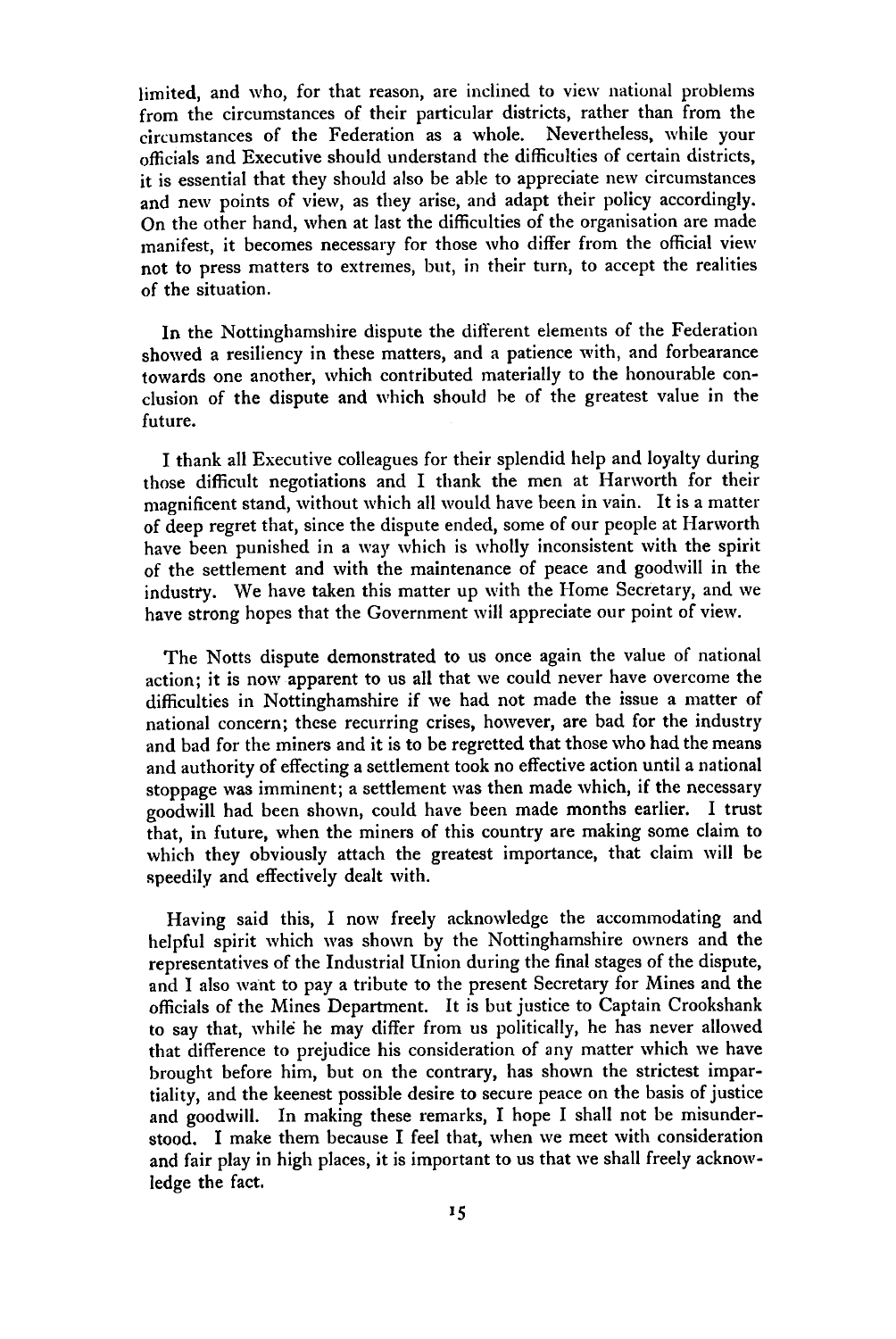limited, and who, for that reason, are inclined to view national problems from the circumstances of their particular districts, rather than from the circumstances of the Federation as a whole. Nevertheless, while your officials and Executive should understand the difficulties of certain districts, it is essential that they should also be able to appreciate new circumstances and new points of view, as they arise, and adapt their policy accordingly. On the other hand, when at last the difficulties of the organisation are made manifest, it becomes necessary for those who differ from the official view not to press matters to extremes, but, in their turn, to accept the realities of the situation.

In the Nottinghamshire dispute the different elements of the Federation showed a resiliency in these matters, and a patience with, and forbearance towards one another, which contributed materially to the honourable conclusion of the dispute and which should be of the greatest value in the future.

I thank all Executive colleagues for their splendid help and loyalty during those difficult negotiations and I thank the men at Harworth for their magnificent stand, without which all would have been in vain. It is a matter of deep regret that, since the dispute ended, some of our people at Harworth have been punished in a way which is wholly inconsistent with the spirit of the settlement and with the maintenance of peace and goodwill in the industry. We have taken this matter up with the Home Secretary, and we have strong hopes that the Government will appreciate our point of view.

The Notts dispute demonstrated to us once again the value of national action; it is now apparent to us all that we could never have overcome the difficulties in Nottinghamshire if we had not made the issue a matter of national concern; these recurring crises, however, are bad for the industry and bad for the miners and it is to be regretted that those who had the means and authority of effecting a settlement took no effective action until a national stoppage was imminent; a settlement was then made which, if the necessary goodwill had been shown, could have been made months earlier. I trust that, in future, when the miners of this country are making some claim to which they obviously attach the greatest importance, that claim will be speedily and effectively dealt with.

Having said this, I now freely acknowledge the accommodating and helpful spirit which was shown by the Nottinghamshire owners and the representatives of the Industrial Union during the final stages of the dispute, and I also want to pay a tribute to the present Secretary for Mines and the officials of the Mines Department. It is but justice to Captain Crookshank to say that, while he may differ from us politically, he has never allowed that difference to prejudice his consideration of any matter which we have brought before him, but on the contrary, has shown the strictest impartiality, and the keenest possible desire to secure peace on the basis of justice and goodwill. In making these remarks, I hope I shall not be misunderstood. I make them because I feel that, when we meet with consideration and fair play in high places, it is important to us that we shall freely acknowledge the fact.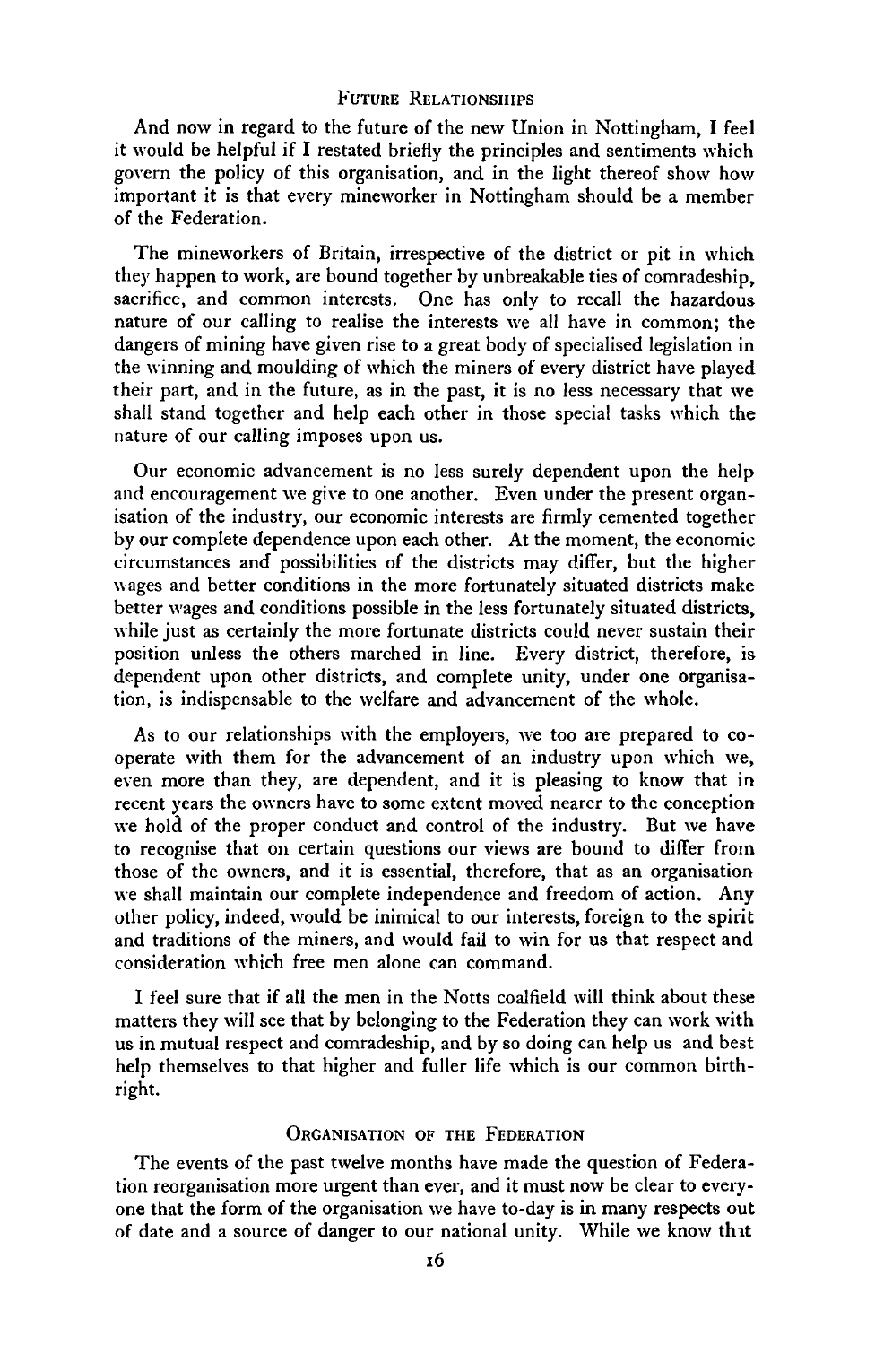## Future Relationships

And now in regard to the future of the new Union in Nottingham, I feel it would be helpful if I restated briefly the principles and sentiments which govern the policy of this organisation, and in the light thereof show how important it is that every mineworker in Nottingham should be a member of the Federation.

The mineworkers of Britain, irrespective of the district or pit in which they happen to work, are bound together by unbreakable ties of comradeship, sacrifice, and common interests. One has only to recall the hazardous nature of our calling to realise the interests we all have in common; the dangers of mining have given rise to a great body of specialised legislation in the winning and moulding of which the miners of every district have played their part, and in the future, as in the past, it is no less necessary that we shall stand together and help each other in those special tasks which the nature of our calling imposes upon us.

Our economic advancement is no less surely dependent upon the help and encouragement we give to one another. Even under the present organisation of the industry, our economic interests are firmly cemented together by our complete dependence upon each other. At the moment, the economic circumstances and possibilities of the districts may differ, but the higher wages and better conditions in the more fortunately situated districts make better wages and conditions possible in the less fortunately situated districts, while just as certainly the more fortunate districts could never sustain their position unless the others marched in line. Every district, therefore, is dependent upon other districts, and complete unity, under one organisation, is indispensable to the welfare and advancement of the whole.

As to our relationships with the employers, we too are prepared to co-operate with them for the advancement of an industry upon which we, even more than they, are dependent, and it is pleasing to know that in recent years the owners have to some extent moved nearer to the conception we hold of the proper conduct and control of the industry. But we have to recognise that on certain questions our views are bound to differ from those of the owners, and it is essential, therefore, that as an organisation we shall maintain our complete independence and freedom of action. Any other policy, indeed, would be inimical to our interests, foreign to the spirit and traditions of the miners, and would fail to win for us that respect and consideration which free men alone can command.

I feel sure that if all the men in the Notts coalfield will think about these matters they will see that by belonging to the Federation they can work with us in mutual respect and comradeship, and by so doing can help us and best help themselves to that higher and fuller life which is our common birthright.

## Organisation of the Federation

The events of the past twelve months have made the question of Federation reorganisation more urgent than ever, and it must now be clear to everyone that the form of the organisation we have to-day is in many respects out of date and a source of danger to our national unity. While we know that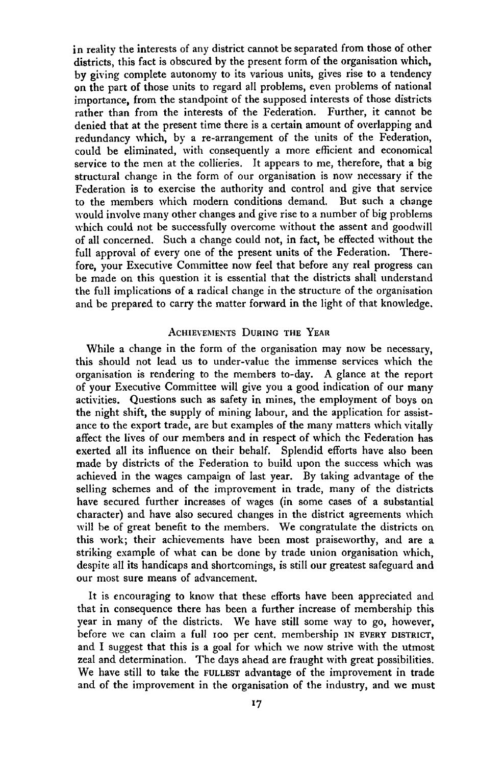in reality the interests of any district cannot be separated from those of other districts, this fact is obscured by the present form of the organisation which, by giving complete autonomy to its various units, gives rise to a tendency on the part of those units to regard all problems, even problems of national importance, from the standpoint of the supposed interests of those districts rather than from the interests of the Federation. Further, it cannot be denied that at the present time there is a certain amount of overlapping and redundancy which, by a re-arrangement of the units of the Federation, could be eliminated, with consequently a more efficient and economical service to the men at the collieries. It appears to me, therefore, that a big structural change in the form of our organisation is now necessary if the Federation is to exercise the authority and control and give that service to the members which modern conditions demand. But such a change would involve many other changes and give rise to a number of big problems which could not be successfully overcome without the assent and goodwill of all concerned. Such a change could not, in fact, be effected without the full approval of every one of the present units of the Federation. Therefore, your Executive Committee now feel that before any real progress can be made on this question it is essential that the districts shall understand the full implications of a radical change in the structure of the organisation and be prepared to carry the matter forward in the light of that knowledge.

### Achievements During the Year

While a change in the form of the organisation may now be necessary, this should not lead us to under-value the immense services which the organisation is rendering to the members to-day. A glance at the report of your Executive Committee will give you a good indication of our many activities. Questions such as safety in mines, the employment of boys on the night shift, the supply of mining labour, and the application for assistance to the export trade, are but examples of the many matters which vitally affect the lives of our members and in respect of which the Federation has exerted all its influence on their behalf. Splendid efforts have also been made by districts of the Federation to build upon the success which was achieved in the wages campaign of last year. By taking advantage of the selling schemes and of the improvement in trade, many of the districts have secured further increases of wages (in some cases of a substantial character) and have also secured changes in the district agreements which will be of great benefit to the members. We congratulate the districts on this work; their achievements have been most praiseworthy, and are a striking example of what can be done by trade union organisation which, despite all its handicaps and shortcomings, is still our greatest safeguard and our most sure means of advancement.

It is encouraging to know that these efforts have been appreciated and that in consequence there has been a further increase of membership this year in many of the districts. We have still some way to go, however, before we can claim a full 100 per cent. membership IN EVERY DISTRICT, and I suggest that this is a goal for which we now strive with the utmost zeal and determination. The days ahead are fraught with great possibilities. We have still to take the FULLEST advantage of the improvement in trade and of the improvement in the organisation of the industry, and we must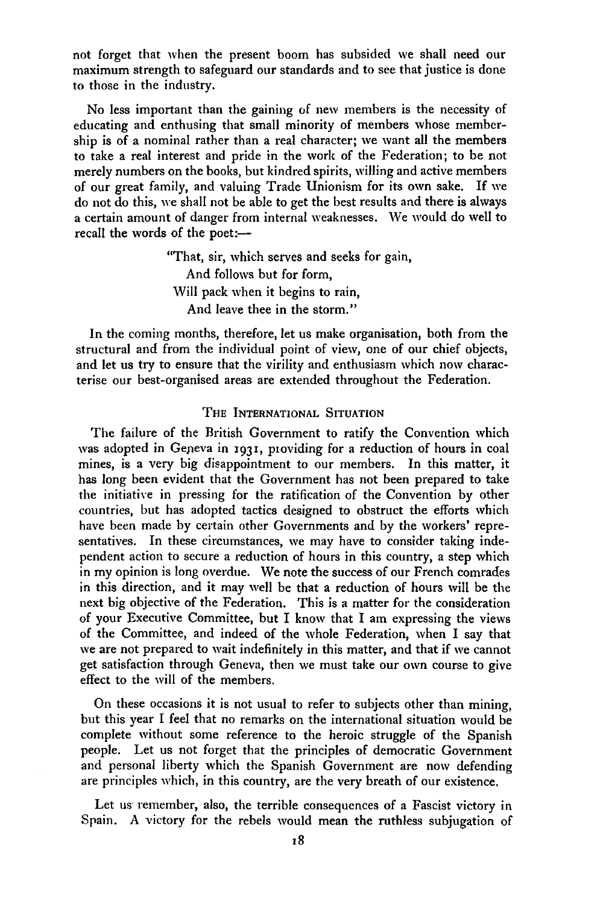not forget that when the present boom has subsided we shall need our maximum strength to safeguard our standards and to see that justice is done to those in the industry.

No less important than the gaining of new members is the necessity of educating and enthusing that small minority of members whose membership is of a nominal rather than a real character; we want all the members to take a real interest and pride in the work of the Federation; to be not merely numbers on the books, but kindred spirits, willing and active members of our great family, and valuing Trade Unionism for its own sake. If we do not do this, we shall not be able to get the best results and there is always a certain amount of danger from internal weaknesses. We would do well to recall the words of the poet:—

> "That, sir, which serves and seeks for gain,
> And follows but for form,
> Will pack when it begins to rain,
> And leave thee in the storm."

In the coming months, therefore, let us make organisation, both from the structural and from the individual point of view, one of our chief objects, and let us try to ensure that the virility and enthusiasm which now characterise our best-organised areas are extended throughout the Federation.

## The International Situation

The failure of the British Government to ratify the Convention which was adopted in Geneva in 1931, providing for a reduction of hours in coal mines, is a very big disappointment to our members. In this matter, it has long been evident that the Government has not been prepared to take the initiative in pressing for the ratification of the Convention by other countries, but has adopted tactics designed to obstruct the efforts which have been made by certain other Governments and by the workers' representatives. In these circumstances, we may have to consider taking independent action to secure a reduction of hours in this country, a step which in my opinion is long overdue. We note the success of our French comrades in this direction, and it may well be that a reduction of hours will be the next big objective of the Federation. This is a matter for the consideration of your Executive Committee, but I know that I am expressing the views of the Committee, and indeed of the whole Federation, when I say that we are not prepared to wait indefinitely in this matter, and that if we cannot get satisfaction through Geneva, then we must take our own course to give effect to the will of the members.

On these occasions it is not usual to refer to subjects other than mining, but this year I feel that no remarks on the international situation would be complete without some reference to the heroic struggle of the Spanish people. Let us not forget that the principles of democratic Government and personal liberty which the Spanish Government are now defending are principles which, in this country, are the very breath of our existence.

Let us remember, also, the terrible consequences of a Fascist victory in Spain. A victory for the rebels would mean the ruthless subjugation of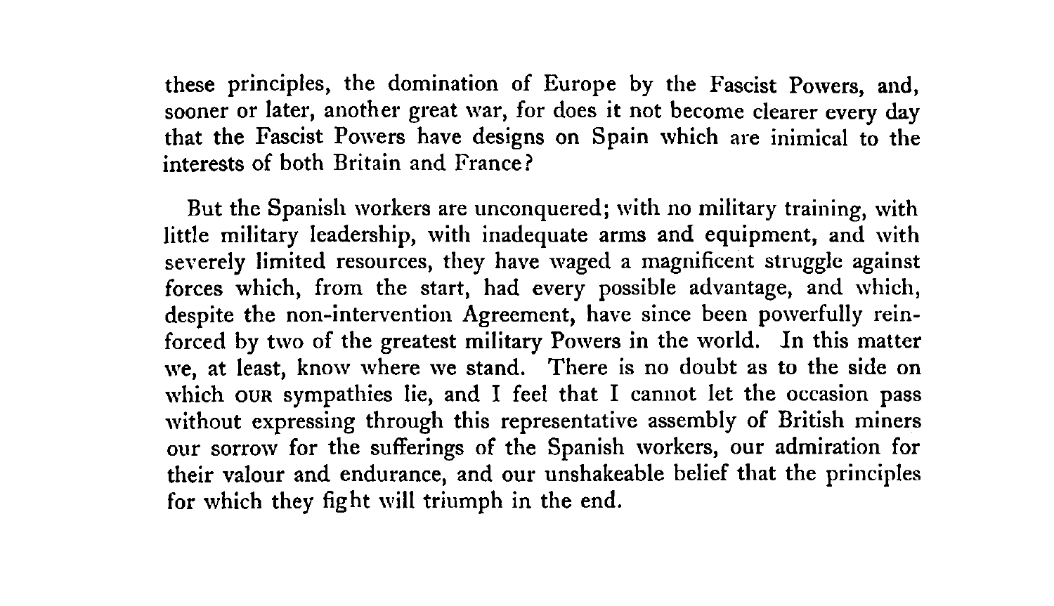these principles, the domination of Europe by the Fascist Powers, and, sooner or later, another great war, for does it not become clearer every day that the Fascist Powers have designs on Spain which are inimical to the interests of both Britain and France?

But the Spanish workers are unconquered; with no military training, with little military leadership, with inadequate arms and equipment, and with severely limited resources, they have waged a magnificent struggle against forces which, from the start, had every possible advantage, and which, despite the non-intervention Agreement, have since been powerfully reinforced by two of the greatest military Powers in the world. In this matter we, at least, know where we stand. There is no doubt as to the side on which OUR sympathies lie, and I feel that I cannot let the occasion pass without expressing through this representative assembly of British miners our sorrow for the sufferings of the Spanish workers, our admiration for their valour and endurance, and our unshakeable belief that the principles for which they fight will triumph in the end.